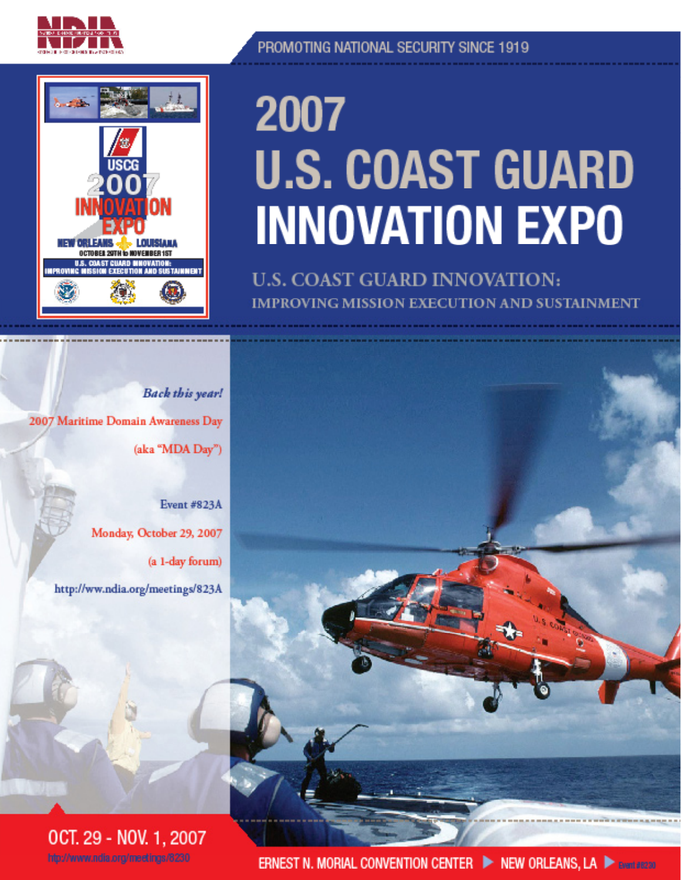PROMOTING NATIONAL SECURITY SINCE 1919

# 2007 U.S. COAST GUARD INNOVATION EXPO

## U.S. COAST GUARD INNOVATION: IMPROVING MISSION EXECUTION AND SUSTAINMENT

*Back this year!*

2007 Maritime Domain Awareness Day

(aka "MDA Day")

Event #823A

Monday, October 29, 2007

(a 1-day forum)

http://ww.ndia.org/meetings/823A

OCT. 29 - NOV. 1, 2007

http://www.ndia.org/meetings/8230

ERNEST N. MORIAL CONVENTION CENTER ▶ NEW ORLEANS, LA ▶ Event #8230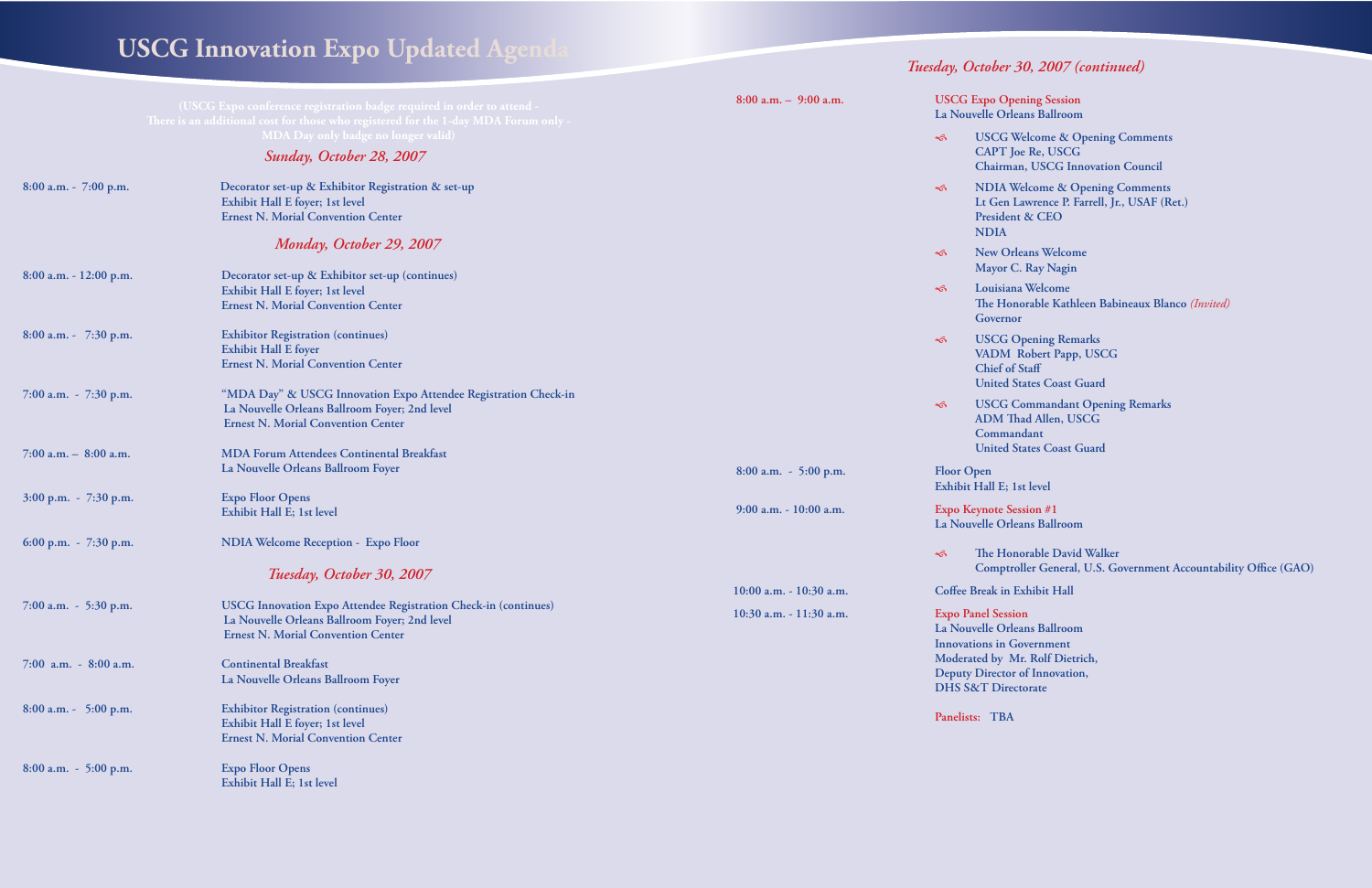# USCG Innovation Expo Updated Agenda

(USCG Expo conference registration badge required in order to attend - There is an additional cost for those who registered for the 1-day MDA Forum only - MDA Day only badge no longer valid)

## *Sunday, October 28, 2007*

| Time | Event |
| --- | --- |
| 8:00 a.m. - 7:00 p.m. | Decorator set-up & Exhibitor Registration & set-up<br>Exhibit Hall E foyer; 1st level<br>Ernest N. Morial Convention Center |

## *Monday, October 29, 2007*

| Time | Event |
| --- | --- |
| 8:00 a.m. - 12:00 p.m. | Decorator set-up & Exhibitor set-up (continues)<br>Exhibit Hall E foyer; 1st level<br>Ernest N. Morial Convention Center |
| 8:00 a.m. - 7:30 p.m. | Exhibitor Registration (continues)<br>Exhibit Hall E foyer<br>Ernest N. Morial Convention Center |
| 7:00 a.m. - 7:30 p.m. | "MDA Day" & USCG Innovation Expo Attendee Registration Check-in<br>La Nouvelle Orleans Ballroom Foyer; 2nd level<br>Ernest N. Morial Convention Center |
| 7:00 a.m. – 8:00 a.m. | MDA Forum Attendees Continental Breakfast<br>La Nouvelle Orleans Ballroom Foyer |
| 3:00 p.m. - 7:30 p.m. | Expo Floor Opens<br>Exhibit Hall E; 1st level |
| 6:00 p.m. - 7:30 p.m. | NDIA Welcome Reception - Expo Floor |

## *Tuesday, October 30, 2007*

| Time | Event |
| --- | --- |
| 7:00 a.m. - 5:30 p.m. | USCG Innovation Expo Attendee Registration Check-in (continues)<br>La Nouvelle Orleans Ballroom Foyer; 2nd level<br>Ernest N. Morial Convention Center |
| 7:00 a.m. - 8:00 a.m. | Continental Breakfast<br>La Nouvelle Orleans Ballroom Foyer |
| 8:00 a.m. - 5:00 p.m. | Exhibitor Registration (continues)<br>Exhibit Hall E foyer; 1st level<br>Ernest N. Morial Convention Center |
| 8:00 a.m. - 5:00 p.m. | Expo Floor Opens<br>Exhibit Hall E; 1st level |

## *Tuesday, October 30, 2007 (continued)*

**8:00 a.m. – 9:00 a.m.** — **USCG Expo Opening Session**
La Nouvelle Orleans Ballroom

- USCG Welcome & Opening Comments
  CAPT Joe Re, USCG
  Chairman, USCG Innovation Council
- NDIA Welcome & Opening Comments
  Lt Gen Lawrence P. Farrell, Jr., USAF (Ret.)
  President & CEO
  NDIA
- New Orleans Welcome
  Mayor C. Ray Nagin
- Louisiana Welcome
  The Honorable Kathleen Babineaux Blanco *(Invited)*
  Governor
- USCG Opening Remarks
  VADM Robert Papp, USCG
  Chief of Staff
  United States Coast Guard
- USCG Commandant Opening Remarks
  ADM Thad Allen, USCG
  Commandant
  United States Coast Guard

**8:00 a.m. - 5:00 p.m.** — Floor Open
Exhibit Hall E; 1st level

**9:00 a.m. - 10:00 a.m.** — **Expo Keynote Session #1**
La Nouvelle Orleans Ballroom

- The Honorable David Walker
  Comptroller General, U.S. Government Accountability Office (GAO)

**10:00 a.m. - 10:30 a.m.** — Coffee Break in Exhibit Hall

**10:30 a.m. - 11:30 a.m.** — **Expo Panel Session**
La Nouvelle Orleans Ballroom
Innovations in Government
Moderated by Mr. Rolf Dietrich,
Deputy Director of Innovation,
DHS S&T Directorate

Panelists: TBA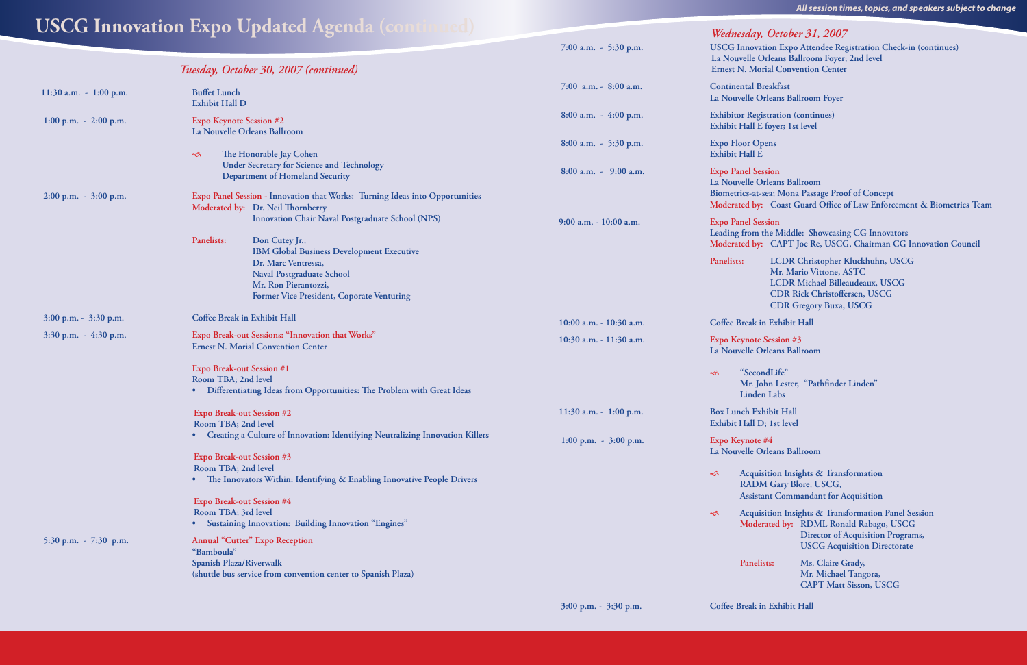# USCG Innovation Expo Updated Agenda (continued)

*All session times, topics, and speakers subject to change*

## *Tuesday, October 30, 2007 (continued)*

**11:30 a.m. - 1:00 p.m.**
Buffet Lunch
Exhibit Hall D

**1:00 p.m. - 2:00 p.m.**
Expo Keynote Session #2
La Nouvelle Orleans Ballroom

- The Honorable Jay Cohen
  Under Secretary for Science and Technology
  Department of Homeland Security

**2:00 p.m. - 3:00 p.m.**
Expo Panel Session - Innovation that Works: Turning Ideas into Opportunities
Moderated by: Dr. Neil Thornberry
Innovation Chair Naval Postgraduate School (NPS)

Panelists:
- Don Cutey Jr., IBM Global Business Development Executive
- Dr. Marc Ventressa, Naval Postgraduate School
- Mr. Ron Pierantozzi, Former Vice President, Coporate Venturing

**3:00 p.m. - 3:30 p.m.**
Coffee Break in Exhibit Hall

**3:30 p.m. - 4:30 p.m.**
Expo Break-out Sessions: "Innovation that Works"
Ernest N. Morial Convention Center

Expo Break-out Session #1
Room TBA; 2nd level
- Differentiating Ideas from Opportunities: The Problem with Great Ideas

Expo Break-out Session #2
Room TBA; 2nd level
- Creating a Culture of Innovation: Identifying Neutralizing Innovation Killers

Expo Break-out Session #3
Room TBA; 2nd level
- The Innovators Within: Identifying & Enabling Innovative People Drivers

Expo Break-out Session #4
Room TBA; 3rd level
- Sustaining Innovation: Building Innovation "Engines"

**5:30 p.m. - 7:30 p.m.**
Annual "Cutter" Expo Reception
"Bamboula"
Spanish Plaza/Riverwalk
(shuttle bus service from convention center to Spanish Plaza)

## *Wednesday, October 31, 2007*

**7:00 a.m. - 5:30 p.m.**
USCG Innovation Expo Attendee Registration Check-in (continues)
La Nouvelle Orleans Ballroom Foyer; 2nd level
Ernest N. Morial Convention Center

**7:00 a.m. - 8:00 a.m.**
Continental Breakfast
La Nouvelle Orleans Ballroom Foyer

**8:00 a.m. - 4:00 p.m.**
Exhibitor Registration (continues)
Exhibit Hall E foyer; 1st level

**8:00 a.m. - 5:30 p.m.**
Expo Floor Opens
Exhibit Hall E

**8:00 a.m. - 9:00 a.m.**
Expo Panel Session
La Nouvelle Orleans Ballroom
Biometrics-at-sea; Mona Passage Proof of Concept
Moderated by: Coast Guard Office of Law Enforcement & Biometrics Team

**9:00 a.m. - 10:00 a.m.**
Expo Panel Session
Leading from the Middle: Showcasing CG Innovators
Moderated by: CAPT Joe Re, USCG, Chairman CG Innovation Council

Panelists:
- LCDR Christopher Kluckhuhn, USCG
- Mr. Mario Vittone, ASTC
- LCDR Michael Billeaudeaux, USCG
- CDR Rick Christoffersen, USCG
- CDR Gregory Buxa, USCG

**10:00 a.m. - 10:30 a.m.**
Coffee Break in Exhibit Hall

**10:30 a.m. - 11:30 a.m.**
Expo Keynote Session #3
La Nouvelle Orleans Ballroom

- "SecondLife"
  Mr. John Lester, "Pathfinder Linden"
  Linden Labs

**11:30 a.m. - 1:00 p.m.**
Box Lunch Exhibit Hall
Exhibit Hall D; 1st level

**1:00 p.m. - 3:00 p.m.**
Expo Keynote #4
La Nouvelle Orleans Ballroom

- Acquisition Insights & Transformation
  RADM Gary Blore, USCG,
  Assistant Commandant for Acquisition
- Acquisition Insights & Transformation Panel Session
  Moderated by: RDML Ronald Rabago, USCG
  Director of Acquisition Programs,
  USCG Acquisition Directorate

  Panelists:
  - Ms. Claire Grady,
  - Mr. Michael Tangora,
  - CAPT Matt Sisson, USCG

**3:00 p.m. - 3:30 p.m.**
Coffee Break in Exhibit Hall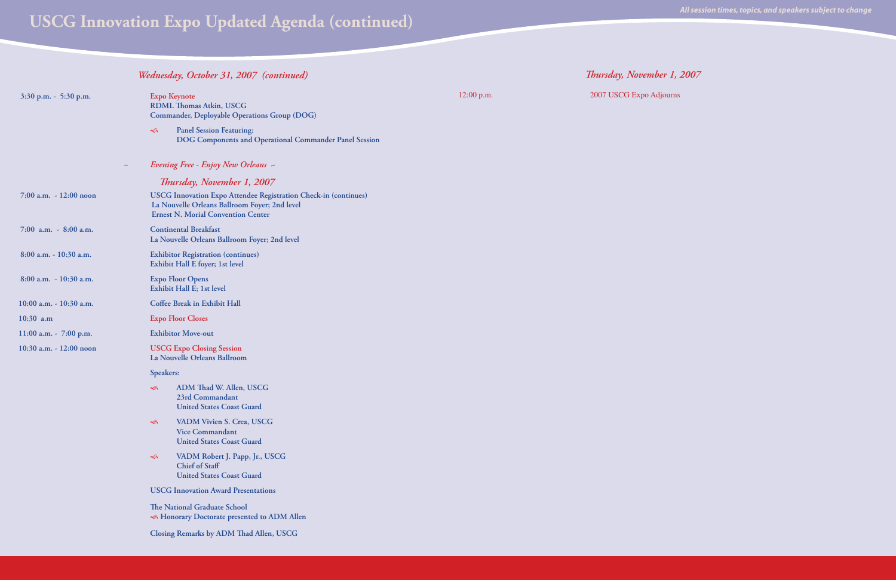# USCG Innovation Expo Updated Agenda (continued)

*All session times, topics, and speakers subject to change*

## *Wednesday, October 31, 2007 (continued)*

**3:30 p.m. - 5:30 p.m.**

**Expo Keynote**
**RDML Thomas Atkin, USCG**
**Commander, Deployable Operations Group (DOG)**

- **Panel Session Featuring:**
  **DOG Components and Operational Commander Panel Session**

~ *Evening Free - Enjoy New Orleans* ~

## *Thursday, November 1, 2007*

**7:00 a.m. - 12:00 noon**

**USCG Innovation Expo Attendee Registration Check-in (continues)**
**La Nouvelle Orleans Ballroom Foyer; 2nd level**
**Ernest N. Morial Convention Center**

**7:00 a.m. - 8:00 a.m.**

**Continental Breakfast**
**La Nouvelle Orleans Ballroom Foyer; 2nd level**

**8:00 a.m. - 10:30 a.m.**

**Exhibitor Registration (continues)**
**Exhibit Hall E foyer; 1st level**

**8:00 a.m. - 10:30 a.m.**

**Expo Floor Opens**
**Exhibit Hall E; 1st level**

**10:00 a.m. - 10:30 a.m.**

**Coffee Break in Exhibit Hall**

**10:30 a.m**

**Expo Floor Closes**

**11:00 a.m. - 7:00 p.m.**

**Exhibitor Move-out**

**10:30 a.m. - 12:00 noon**

**USCG Expo Closing Session**
**La Nouvelle Orleans Ballroom**

**Speakers:**

- **ADM Thad W. Allen, USCG**
  **23rd Commandant**
  **United States Coast Guard**
- **VADM Vivien S. Crea, USCG**
  **Vice Commandant**
  **United States Coast Guard**
- **VADM Robert J. Papp, Jr., USCG**
  **Chief of Staff**
  **United States Coast Guard**

**USCG Innovation Award Presentations**

**The National Graduate School**
- **Honorary Doctorate presented to ADM Allen**

**Closing Remarks by ADM Thad Allen, USCG**

## *Thursday, November 1, 2007*

12:00 p.m.

2007 USCG Expo Adjourns